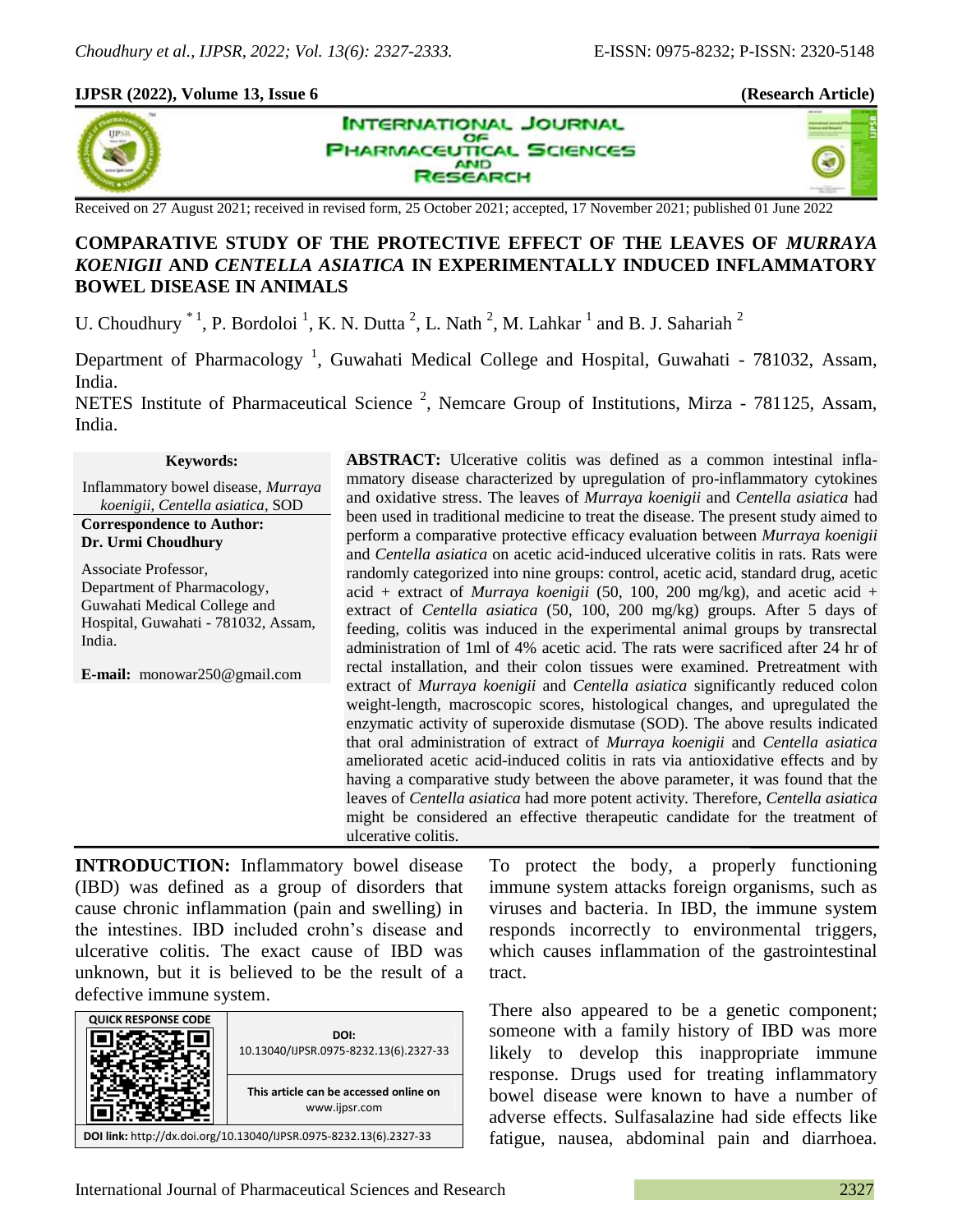**IJPSR (2022), Volume 13, Issue 6** **(Research Article)**

Received on 27 August 2021; received in revised form, 25 October 2021; accepted, 17 November 2021; published 01 June 2022

# COMPARATIVE STUDY OF THE PROTECTIVE EFFECT OF THE LEAVES OF *MURRAYA KOENIGII* AND *CENTELLA ASIATICA* IN EXPERIMENTALLY INDUCED INFLAMMATORY BOWEL DISEASE IN ANIMALS

U. Choudhury [*1], P. Bordoloi [1], K. N. Dutta [2], L. Nath [2], M. Lahkar [1] and B. J. Sahariah [2]

Department of Pharmacology [1], Guwahati Medical College and Hospital, Guwahati - 781032, Assam, India.

NETES Institute of Pharmaceutical Science [2], Nemcare Group of Institutions, Mirza - 781125, Assam, India.

**Keywords:**

Inflammatory bowel disease, *Murraya koenigii, Centella asiatica*, SOD

**Correspondence to Author:**
**Dr. Urmi Choudhury**

Associate Professor,
Department of Pharmacology,
Guwahati Medical College and Hospital, Guwahati - 781032, Assam, India.

**E-mail:** monowar250@gmail.com

**ABSTRACT:** Ulcerative colitis was defined as a common intestinal inflammatory disease characterized by upregulation of pro-inflammatory cytokines and oxidative stress. The leaves of *Murraya koenigii* and *Centella asiatica* had been used in traditional medicine to treat the disease. The present study aimed to perform a comparative protective efficacy evaluation between *Murraya koenigii* and *Centella asiatica* on acetic acid-induced ulcerative colitis in rats. Rats were randomly categorized into nine groups: control, acetic acid, standard drug, acetic acid + extract of *Murraya koenigii* (50, 100, 200 mg/kg), and acetic acid + extract of *Centella asiatica* (50, 100, 200 mg/kg) groups. After 5 days of feeding, colitis was induced in the experimental animal groups by transrectal administration of 1ml of 4% acetic acid. The rats were sacrificed after 24 hr of rectal installation, and their colon tissues were examined. Pretreatment with extract of *Murraya koenigii* and *Centella asiatica* significantly reduced colon weight-length, macroscopic scores, histological changes, and upregulated the enzymatic activity of superoxide dismutase (SOD). The above results indicated that oral administration of extract of *Murraya koenigii* and *Centella asiatica* ameliorated acetic acid-induced colitis in rats via antioxidative effects and by having a comparative study between the above parameter, it was found that the leaves of *Centella asiatica* had more potent activity. Therefore, *Centella asiatica* might be considered an effective therapeutic candidate for the treatment of ulcerative colitis.

**INTRODUCTION:** Inflammatory bowel disease (IBD) was defined as a group of disorders that cause chronic inflammation (pain and swelling) in the intestines. IBD included crohn's disease and ulcerative colitis. The exact cause of IBD was unknown, but it is believed to be the result of a defective immune system.

| QUICK RESPONSE CODE | DOI: 10.13040/IJPSR.0975-8232.13(6).2327-33 |
|---|---|
| | This article can be accessed online on www.ijpsr.com |
| DOI link: http://dx.doi.org/10.13040/IJPSR.0975-8232.13(6).2327-33 | |

To protect the body, a properly functioning immune system attacks foreign organisms, such as viruses and bacteria. In IBD, the immune system responds incorrectly to environmental triggers, which causes inflammation of the gastrointestinal tract.

There also appeared to be a genetic component; someone with a family history of IBD was more likely to develop this inappropriate immune response. Drugs used for treating inflammatory bowel disease were known to have a number of adverse effects. Sulfasalazine had side effects like fatigue, nausea, abdominal pain and diarrhoea.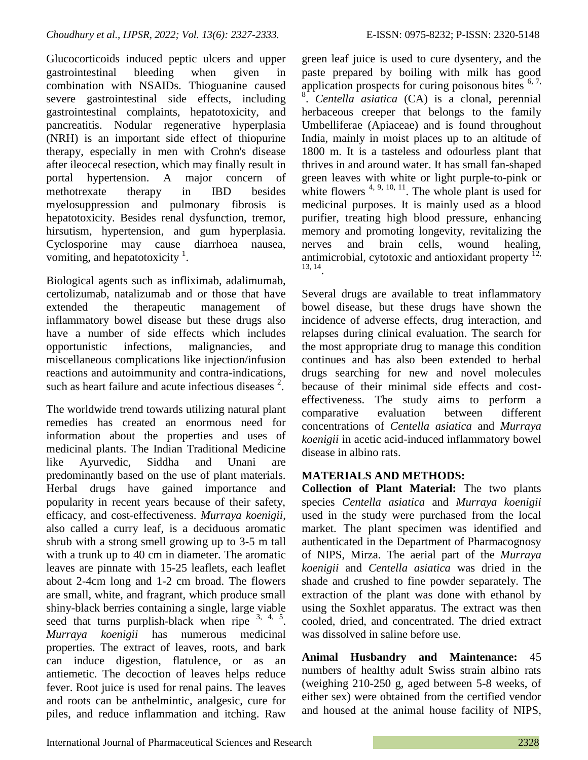Glucocorticoids induced peptic ulcers and upper gastrointestinal bleeding when given in combination with NSAIDs. Thioguanine caused severe gastrointestinal side effects, including gastrointestinal complaints, hepatotoxicity, and pancreatitis. Nodular regenerative hyperplasia (NRH) is an important side effect of thiopurine therapy, especially in men with Crohn's disease after ileocecal resection, which may finally result in portal hypertension. A major concern of methotrexate therapy in IBD besides myelosuppression and pulmonary fibrosis is hepatotoxicity. Besides renal dysfunction, tremor, hirsutism, hypertension, and gum hyperplasia. Cyclosporine may cause diarrhoea nausea, vomiting, and hepatotoxicity [1].

Biological agents such as infliximab, adalimumab, certolizumab, natalizumab and or those that have extended the therapeutic management of inflammatory bowel disease but these drugs also have a number of side effects which includes opportunistic infections, malignancies, and miscellaneous complications like injection/infusion reactions and autoimmunity and contra-indications, such as heart failure and acute infectious diseases [2].

The worldwide trend towards utilizing natural plant remedies has created an enormous need for information about the properties and uses of medicinal plants. The Indian Traditional Medicine like Ayurvedic, Siddha and Unani are predominantly based on the use of plant materials. Herbal drugs have gained importance and popularity in recent years because of their safety, efficacy, and cost-effectiveness. *Murraya koenigii*, also called a curry leaf, is a deciduous aromatic shrub with a strong smell growing up to 3-5 m tall with a trunk up to 40 cm in diameter. The aromatic leaves are pinnate with 15-25 leaflets, each leaflet about 2-4cm long and 1-2 cm broad. The flowers are small, white, and fragrant, which produce small shiny-black berries containing a single, large viable seed that turns purplish-black when ripe [3, 4, 5]. *Murraya koenigii* has numerous medicinal properties. The extract of leaves, roots, and bark can induce digestion, flatulence, or as an antiemetic. The decoction of leaves helps reduce fever. Root juice is used for renal pains. The leaves and roots can be anthelmintic, analgesic, cure for piles, and reduce inflammation and itching. Raw green leaf juice is used to cure dysentery, and the paste prepared by boiling with milk has good application prospects for curing poisonous bites [6, 7, 8]. *Centella asiatica* (CA) is a clonal, perennial herbaceous creeper that belongs to the family Umbelliferae (Apiaceae) and is found throughout India, mainly in moist places up to an altitude of 1800 m. It is a tasteless and odourless plant that thrives in and around water. It has small fan-shaped green leaves with white or light purple-to-pink or white flowers [4, 9, 10, 11]. The whole plant is used for medicinal purposes. It is mainly used as a blood purifier, treating high blood pressure, enhancing memory and promoting longevity, revitalizing the nerves and brain cells, wound healing, antimicrobial, cytotoxic and antioxidant property [12, 13, 14].

Several drugs are available to treat inflammatory bowel disease, but these drugs have shown the incidence of adverse effects, drug interaction, and relapses during clinical evaluation. The search for the most appropriate drug to manage this condition continues and has also been extended to herbal drugs searching for new and novel molecules because of their minimal side effects and cost-effectiveness. The study aims to perform a comparative evaluation between different concentrations of *Centella asiatica* and *Murraya koenigii* in acetic acid-induced inflammatory bowel disease in albino rats.

## MATERIALS AND METHODS:

**Collection of Plant Material:** The two plants species *Centella asiatica* and *Murraya koenigii* used in the study were purchased from the local market. The plant specimen was identified and authenticated in the Department of Pharmacognosy of NIPS, Mirza. The aerial part of the *Murraya koenigii* and *Centella asiatica* was dried in the shade and crushed to fine powder separately. The extraction of the plant was done with ethanol by using the Soxhlet apparatus. The extract was then cooled, dried, and concentrated. The dried extract was dissolved in saline before use.

**Animal Husbandry and Maintenance:** 45 numbers of healthy adult Swiss strain albino rats (weighing 210-250 g, aged between 5-8 weeks, of either sex) were obtained from the certified vendor and housed at the animal house facility of NIPS,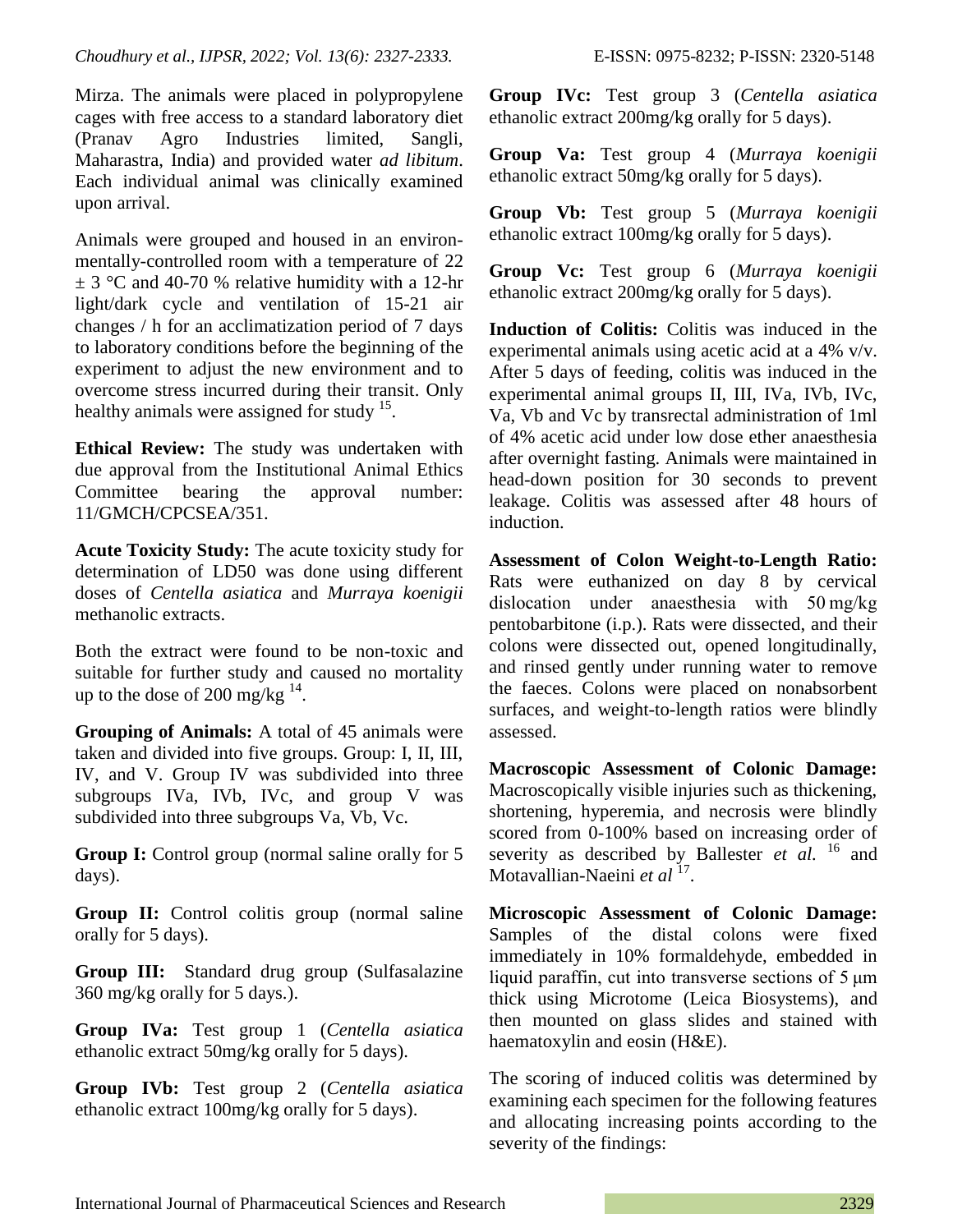Mirza. The animals were placed in polypropylene cages with free access to a standard laboratory diet (Pranav Agro Industries limited, Sangli, Maharastra, India) and provided water *ad libitum*. Each individual animal was clinically examined upon arrival.

Animals were grouped and housed in an environmentally-controlled room with a temperature of 22 ± 3 °C and 40-70 % relative humidity with a 12-hr light/dark cycle and ventilation of 15-21 air changes / h for an acclimatization period of 7 days to laboratory conditions before the beginning of the experiment to adjust the new environment and to overcome stress incurred during their transit. Only healthy animals were assigned for study [15].

**Ethical Review:** The study was undertaken with due approval from the Institutional Animal Ethics Committee bearing the approval number: 11/GMCH/CPCSEA/351.

**Acute Toxicity Study:** The acute toxicity study for determination of LD50 was done using different doses of *Centella asiatica* and *Murraya koenigii* methanolic extracts.

Both the extract were found to be non-toxic and suitable for further study and caused no mortality up to the dose of 200 mg/kg [14].

**Grouping of Animals:** A total of 45 animals were taken and divided into five groups. Group: I, II, III, IV, and V. Group IV was subdivided into three subgroups IVa, IVb, IVc, and group V was subdivided into three subgroups Va, Vb, Vc.

**Group I:** Control group (normal saline orally for 5 days).

**Group II:** Control colitis group (normal saline orally for 5 days).

**Group III:** Standard drug group (Sulfasalazine 360 mg/kg orally for 5 days.).

**Group IVa:** Test group 1 (*Centella asiatica* ethanolic extract 50mg/kg orally for 5 days).

**Group IVb:** Test group 2 (*Centella asiatica* ethanolic extract 100mg/kg orally for 5 days).

**Group IVc:** Test group 3 (*Centella asiatica* ethanolic extract 200mg/kg orally for 5 days).

**Group Va:** Test group 4 (*Murraya koenigii* ethanolic extract 50mg/kg orally for 5 days).

**Group Vb:** Test group 5 (*Murraya koenigii* ethanolic extract 100mg/kg orally for 5 days).

**Group Vc:** Test group 6 (*Murraya koenigii* ethanolic extract 200mg/kg orally for 5 days).

**Induction of Colitis:** Colitis was induced in the experimental animals using acetic acid at a 4% v/v. After 5 days of feeding, colitis was induced in the experimental animal groups II, III, IVa, IVb, IVc, Va, Vb and Vc by transrectal administration of 1ml of 4% acetic acid under low dose ether anaesthesia after overnight fasting. Animals were maintained in head-down position for 30 seconds to prevent leakage. Colitis was assessed after 48 hours of induction.

**Assessment of Colon Weight-to-Length Ratio:** Rats were euthanized on day 8 by cervical dislocation under anaesthesia with 50 mg/kg pentobarbitone (i.p.). Rats were dissected, and their colons were dissected out, opened longitudinally, and rinsed gently under running water to remove the faeces. Colons were placed on nonabsorbent surfaces, and weight-to-length ratios were blindly assessed.

**Macroscopic Assessment of Colonic Damage:** Macroscopically visible injuries such as thickening, shortening, hyperemia, and necrosis were blindly scored from 0-100% based on increasing order of severity as described by Ballester *et al.* [16] and Motavallian-Naeini *et al* [17].

**Microscopic Assessment of Colonic Damage:** Samples of the distal colons were fixed immediately in 10% formaldehyde, embedded in liquid paraffin, cut into transverse sections of 5 μm thick using Microtome (Leica Biosystems), and then mounted on glass slides and stained with haematoxylin and eosin (H&E).

The scoring of induced colitis was determined by examining each specimen for the following features and allocating increasing points according to the severity of the findings: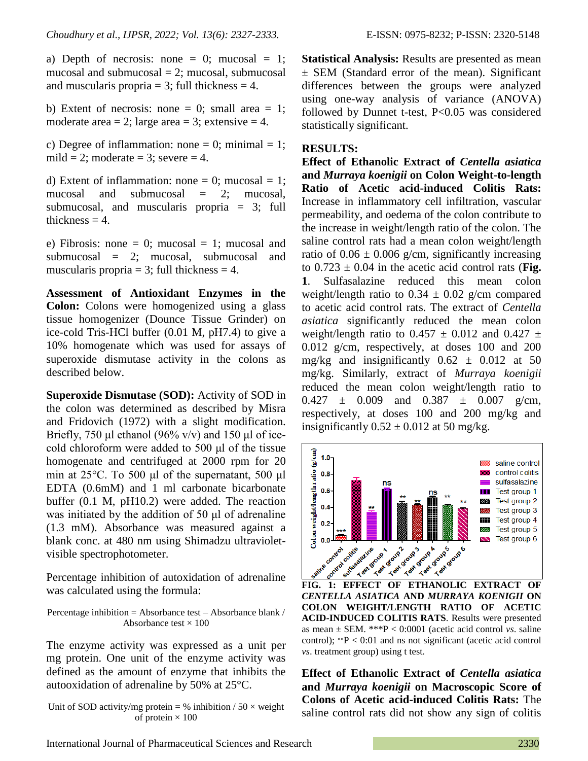a) Depth of necrosis: none = 0; mucosal = 1; mucosal and submucosal = 2; mucosal, submucosal and muscularis propria = 3; full thickness = 4.

b) Extent of necrosis: none = 0; small area = 1; moderate area = 2; large area = 3; extensive = 4.

c) Degree of inflammation: none = 0; minimal = 1; mild = 2; moderate = 3; severe = 4.

d) Extent of inflammation: none = 0; mucosal = 1; mucosal and submucosal = 2; mucosal, submucosal, and muscularis propria = 3; full thickness = 4.

e) Fibrosis: none = 0; mucosal = 1; mucosal and submucosal = 2; mucosal, submucosal and muscularis propria = 3; full thickness = 4.

**Assessment of Antioxidant Enzymes in the Colon:** Colons were homogenized using a glass tissue homogenizer (Dounce Tissue Grinder) on ice-cold Tris-HCl buffer (0.01 M, pH7.4) to give a 10% homogenate which was used for assays of superoxide dismutase activity in the colons as described below.

**Superoxide Dismutase (SOD):** Activity of SOD in the colon was determined as described by Misra and Fridovich (1972) with a slight modification. Briefly, 750 μl ethanol (96% v/v) and 150 μl of ice-cold chloroform were added to 500 μl of the tissue homogenate and centrifuged at 2000 rpm for 20 min at 25°C. To 500 μl of the supernatant, 500 μl EDTA (0.6mM) and 1 ml carbonate bicarbonate buffer (0.1 M, pH10.2) were added. The reaction was initiated by the addition of 50 μl of adrenaline (1.3 mM). Absorbance was measured against a blank conc. at 480 nm using Shimadzu ultraviolet-visible spectrophotometer.

Percentage inhibition of autoxidation of adrenaline was calculated using the formula:

Percentage inhibition = Absorbance test – Absorbance blank / Absorbance test × 100

The enzyme activity was expressed as a unit per mg protein. One unit of the enzyme activity was defined as the amount of enzyme that inhibits the autooxidation of adrenaline by 50% at 25°C.

Unit of SOD activity/mg protein = % inhibition / 50 × weight of protein × 100

**Statistical Analysis:** Results are presented as mean ± SEM (Standard error of the mean). Significant differences between the groups were analyzed using one-way analysis of variance (ANOVA) followed by Dunnet t-test, P<0.05 was considered statistically significant.

## RESULTS:

**Effect of Ethanolic Extract of *Centella asiatica* and *Murraya koenigii* on Colon Weight-to-length Ratio of Acetic acid-induced Colitis Rats:** Increase in inflammatory cell infiltration, vascular permeability, and oedema of the colon contribute to the increase in weight/length ratio of the colon. The saline control rats had a mean colon weight/length ratio of 0.06 ± 0.006 g/cm, significantly increasing to 0.723 ± 0.04 in the acetic acid control rats (**Fig. 1**. Sulfasalazine reduced this mean colon weight/length ratio to 0.34 ± 0.02 g/cm compared to acetic acid control rats. The extract of *Centella asiatica* significantly reduced the mean colon weight/length ratio to 0.457 ± 0.012 and 0.427 ± 0.012 g/cm, respectively, at doses 100 and 200 mg/kg and insignificantly 0.62 ± 0.012 at 50 mg/kg. Similarly, extract of *Murraya koenigii* reduced the mean colon weight/length ratio to 0.427 ± 0.009 and 0.387 ± 0.007 g/cm, respectively, at doses 100 and 200 mg/kg and insignificantly 0.52 ± 0.012 at 50 mg/kg.

**FIG. 1: EFFECT OF ETHANOLIC EXTRACT OF *CENTELLA ASIATICA* AND *MURRAYA KOENIGII* ON COLON WEIGHT/LENGTH RATIO OF ACETIC ACID-INDUCED COLITIS RATS**. Results were presented as mean ± SEM. ***P < 0:0001 (acetic acid control *vs*. saline control); **P < 0:01 and ns not significant (acetic acid control *vs*. treatment group) using t test.

**Effect of Ethanolic Extract of *Centella asiatica* and *Murraya koenigii* on Macroscopic Score of Colons of Acetic acid-induced Colitis Rats:** The saline control rats did not show any sign of colitis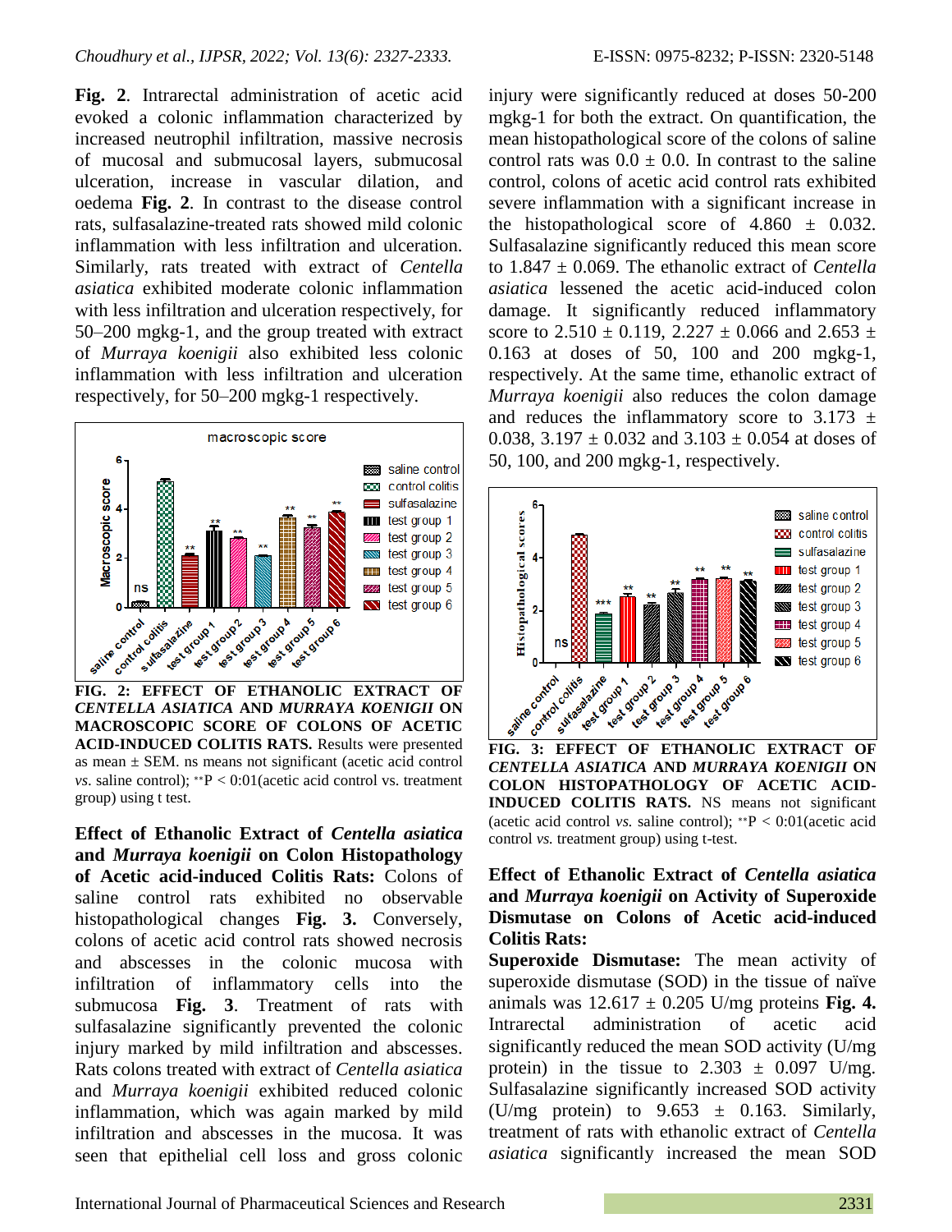**Fig. 2**. Intrarectal administration of acetic acid evoked a colonic inflammation characterized by increased neutrophil infiltration, massive necrosis of mucosal and submucosal layers, submucosal ulceration, increase in vascular dilation, and oedema **Fig. 2**. In contrast to the disease control rats, sulfasalazine-treated rats showed mild colonic inflammation with less infiltration and ulceration. Similarly, rats treated with extract of *Centella asiatica* exhibited moderate colonic inflammation with less infiltration and ulceration respectively, for 50–200 mgkg-1, and the group treated with extract of *Murraya koenigii* also exhibited less colonic inflammation with less infiltration and ulceration respectively, for 50–200 mgkg-1 respectively.

**FIG. 2: EFFECT OF ETHANOLIC EXTRACT OF *CENTELLA ASIATICA* AND *MURRAYA KOENIGII* ON MACROSCOPIC SCORE OF COLONS OF ACETIC ACID-INDUCED COLITIS RATS.** Results were presented as mean ± SEM. ns means not significant (acetic acid control *vs.* saline control); $^{**}P < 0{:}01$(acetic acid control vs. treatment group) using t test.

**Effect of Ethanolic Extract of *Centella asiatica* and *Murraya koenigii* on Colon Histopathology of Acetic acid-induced Colitis Rats:** Colons of saline control rats exhibited no observable histopathological changes **Fig. 3.** Conversely, colons of acetic acid control rats showed necrosis and abscesses in the colonic mucosa with infiltration of inflammatory cells into the submucosa **Fig. 3**. Treatment of rats with sulfasalazine significantly prevented the colonic injury marked by mild infiltration and abscesses. Rats colons treated with extract of *Centella asiatica* and *Murraya koenigii* exhibited reduced colonic inflammation, which was again marked by mild infiltration and abscesses in the mucosa. It was seen that epithelial cell loss and gross colonic injury were significantly reduced at doses 50-200 mgkg-1 for both the extract. On quantification, the mean histopathological score of the colons of saline control rats was 0.0 ± 0.0. In contrast to the saline control, colons of acetic acid control rats exhibited severe inflammation with a significant increase in the histopathological score of 4.860 ± 0.032. Sulfasalazine significantly reduced this mean score to 1.847 ± 0.069. The ethanolic extract of *Centella asiatica* lessened the acetic acid-induced colon damage. It significantly reduced inflammatory score to 2.510 ± 0.119, 2.227 ± 0.066 and 2.653 ± 0.163 at doses of 50, 100 and 200 mgkg-1, respectively. At the same time, ethanolic extract of *Murraya koenigii* also reduces the colon damage and reduces the inflammatory score to 3.173 ± 0.038, 3.197 ± 0.032 and 3.103 ± 0.054 at doses of 50, 100, and 200 mgkg-1, respectively.

**FIG. 3: EFFECT OF ETHANOLIC EXTRACT OF *CENTELLA ASIATICA* AND *MURRAYA KOENIGII* ON COLON HISTOPATHOLOGY OF ACETIC ACID-INDUCED COLITIS RATS.** NS means not significant (acetic acid control *vs.* saline control); $^{**}P < 0{:}01$(acetic acid control *vs.* treatment group) using t-test.

**Effect of Ethanolic Extract of *Centella asiatica* and *Murraya koenigii* on Activity of Superoxide Dismutase on Colons of Acetic acid-induced Colitis Rats:**

**Superoxide Dismutase:** The mean activity of superoxide dismutase (SOD) in the tissue of naïve animals was 12.617 ± 0.205 U/mg proteins **Fig. 4.** Intrarectal administration of acetic acid significantly reduced the mean SOD activity (U/mg protein) in the tissue to 2.303 ± 0.097 U/mg. Sulfasalazine significantly increased SOD activity (U/mg protein) to 9.653 ± 0.163. Similarly, treatment of rats with ethanolic extract of *Centella asiatica* significantly increased the mean SOD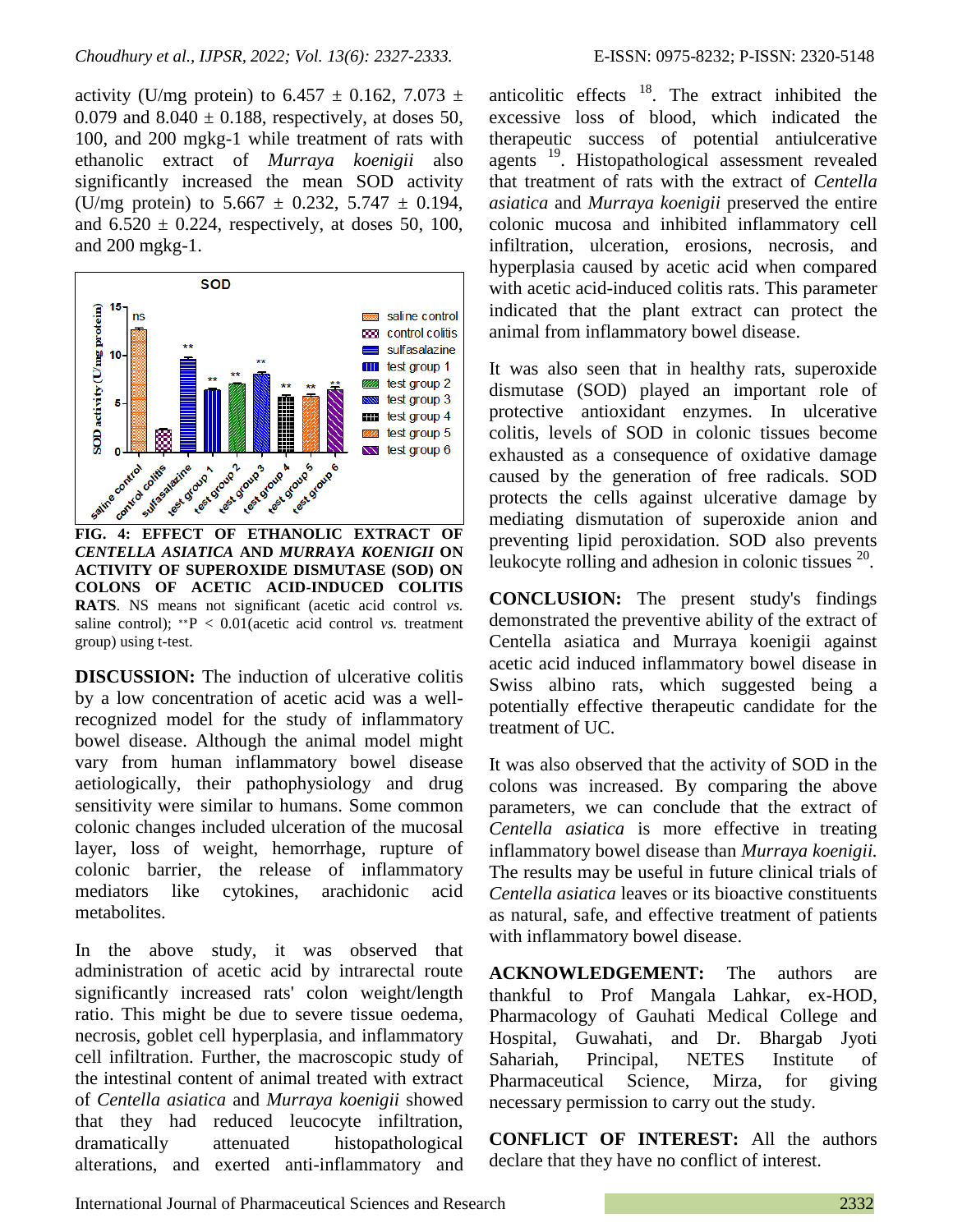activity (U/mg protein) to 6.457 ± 0.162, 7.073 ± 0.079 and 8.040 ± 0.188, respectively, at doses 50, 100, and 200 mgkg-1 while treatment of rats with ethanolic extract of *Murraya koenigii* also significantly increased the mean SOD activity (U/mg protein) to 5.667 ± 0.232, 5.747 ± 0.194, and 6.520 ± 0.224, respectively, at doses 50, 100, and 200 mgkg-1.

**FIG. 4: EFFECT OF ETHANOLIC EXTRACT OF *CENTELLA ASIATICA* AND *MURRAYA KOENIGII* ON ACTIVITY OF SUPEROXIDE DISMUTASE (SOD) ON COLONS OF ACETIC ACID-INDUCED COLITIS RATS**. NS means not significant (acetic acid control *vs.* saline control); \*\*P < 0.01(acetic acid control *vs.* treatment group) using t-test.

**DISCUSSION:** The induction of ulcerative colitis by a low concentration of acetic acid was a well-recognized model for the study of inflammatory bowel disease. Although the animal model might vary from human inflammatory bowel disease aetiologically, their pathophysiology and drug sensitivity were similar to humans. Some common colonic changes included ulceration of the mucosal layer, loss of weight, hemorrhage, rupture of colonic barrier, the release of inflammatory mediators like cytokines, arachidonic acid metabolites.

In the above study, it was observed that administration of acetic acid by intrarectal route significantly increased rats' colon weight/length ratio. This might be due to severe tissue oedema, necrosis, goblet cell hyperplasia, and inflammatory cell infiltration. Further, the macroscopic study of the intestinal content of animal treated with extract of *Centella asiatica* and *Murraya koenigii* showed that they had reduced leucocyte infiltration, dramatically attenuated histopathological alterations, and exerted anti-inflammatory and anticolitic effects [18]. The extract inhibited the excessive loss of blood, which indicated the therapeutic success of potential antiulcerative agents [19]. Histopathological assessment revealed that treatment of rats with the extract of *Centella asiatica* and *Murraya koenigii* preserved the entire colonic mucosa and inhibited inflammatory cell infiltration, ulceration, erosions, necrosis, and hyperplasia caused by acetic acid when compared with acetic acid-induced colitis rats. This parameter indicated that the plant extract can protect the animal from inflammatory bowel disease.

It was also seen that in healthy rats, superoxide dismutase (SOD) played an important role of protective antioxidant enzymes. In ulcerative colitis, levels of SOD in colonic tissues become exhausted as a consequence of oxidative damage caused by the generation of free radicals. SOD protects the cells against ulcerative damage by mediating dismutation of superoxide anion and preventing lipid peroxidation. SOD also prevents leukocyte rolling and adhesion in colonic tissues [20].

**CONCLUSION:** The present study's findings demonstrated the preventive ability of the extract of Centella asiatica and Murraya koenigii against acetic acid induced inflammatory bowel disease in Swiss albino rats, which suggested being a potentially effective therapeutic candidate for the treatment of UC.

It was also observed that the activity of SOD in the colons was increased. By comparing the above parameters, we can conclude that the extract of *Centella asiatica* is more effective in treating inflammatory bowel disease than *Murraya koenigii.* The results may be useful in future clinical trials of *Centella asiatica* leaves or its bioactive constituents as natural, safe, and effective treatment of patients with inflammatory bowel disease.

**ACKNOWLEDGEMENT:** The authors are thankful to Prof Mangala Lahkar, ex-HOD, Pharmacology of Gauhati Medical College and Hospital, Guwahati, and Dr. Bhargab Jyoti Sahariah, Principal, NETES Institute of Pharmaceutical Science, Mirza, for giving necessary permission to carry out the study.

**CONFLICT OF INTEREST:** All the authors declare that they have no conflict of interest.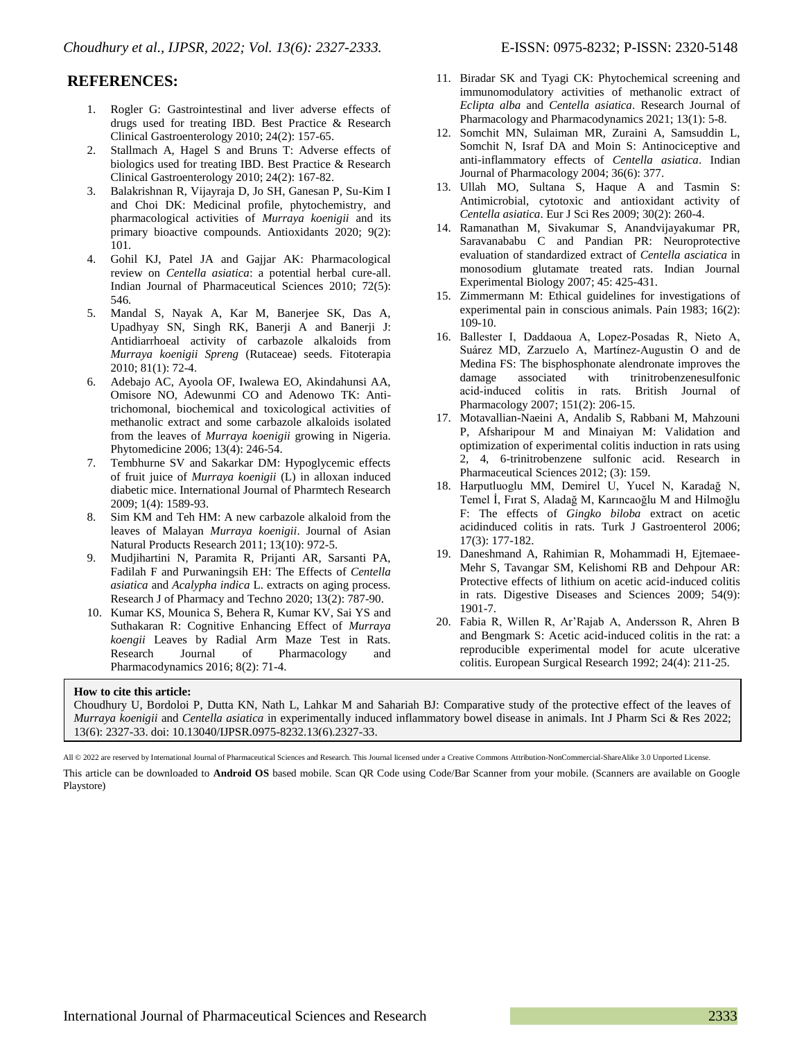## REFERENCES:

1. Rogler G: Gastrointestinal and liver adverse effects of drugs used for treating IBD. Best Practice & Research Clinical Gastroenterology 2010; 24(2): 157-65.
2. Stallmach A, Hagel S and Bruns T: Adverse effects of biologics used for treating IBD. Best Practice & Research Clinical Gastroenterology 2010; 24(2): 167-82.
3. Balakrishnan R, Vijayraja D, Jo SH, Ganesan P, Su-Kim I and Choi DK: Medicinal profile, phytochemistry, and pharmacological activities of *Murraya koenigii* and its primary bioactive compounds. Antioxidants 2020; 9(2): 101.
4. Gohil KJ, Patel JA and Gajjar AK: Pharmacological review on *Centella asiatica*: a potential herbal cure-all. Indian Journal of Pharmaceutical Sciences 2010; 72(5): 546.
5. Mandal S, Nayak A, Kar M, Banerjee SK, Das A, Upadhyay SN, Singh RK, Banerji A and Banerji J: Antidiarrhoeal activity of carbazole alkaloids from *Murraya koenigii Spreng* (Rutaceae) seeds. Fitoterapia 2010; 81(1): 72-4.
6. Adebajo AC, Ayoola OF, Iwalewa EO, Akindahunsi AA, Omisore NO, Adewunmi CO and Adenowo TK: Anti-trichomonal, biochemical and toxicological activities of methanolic extract and some carbazole alkaloids isolated from the leaves of *Murraya koenigii* growing in Nigeria. Phytomedicine 2006; 13(4): 246-54.
7. Tembhurne SV and Sakarkar DM: Hypoglycemic effects of fruit juice of *Murraya koenigii* (L) in alloxan induced diabetic mice. International Journal of Pharmtech Research 2009; 1(4): 1589-93.
8. Sim KM and Teh HM: A new carbazole alkaloid from the leaves of Malayan *Murraya koenigii*. Journal of Asian Natural Products Research 2011; 13(10): 972-5.
9. Mudjihartini N, Paramita R, Prijanti AR, Sarsanti PA, Fadilah F and Purwaningsih EH: The Effects of *Centella asiatica* and *Acalypha indica* L. extracts on aging process. Research J of Pharmacy and Techno 2020; 13(2): 787-90.
10. Kumar KS, Mounica S, Behera R, Kumar KV, Sai YS and Suthakaran R: Cognitive Enhancing Effect of *Murraya koengii* Leaves by Radial Arm Maze Test in Rats. Research Journal of Pharmacology and Pharmacodynamics 2016; 8(2): 71-4.
11. Biradar SK and Tyagi CK: Phytochemical screening and immunomodulatory activities of methanolic extract of *Eclipta alba* and *Centella asiatica*. Research Journal of Pharmacology and Pharmacodynamics 2021; 13(1): 5-8.
12. Somchit MN, Sulaiman MR, Zuraini A, Samsuddin L, Somchit N, Israf DA and Moin S: Antinociceptive and anti-inflammatory effects of *Centella asiatica*. Indian Journal of Pharmacology 2004; 36(6): 377.
13. Ullah MO, Sultana S, Haque A and Tasmin S: Antimicrobial, cytotoxic and antioxidant activity of *Centella asiatica*. Eur J Sci Res 2009; 30(2): 260-4.
14. Ramanathan M, Sivakumar S, Anandvijayakumar PR, Saravanababu C and Pandian PR: Neuroprotective evaluation of standardized extract of *Centella asciatica* in monosodium glutamate treated rats. Indian Journal Experimental Biology 2007; 45: 425-431.
15. Zimmermann M: Ethical guidelines for investigations of experimental pain in conscious animals. Pain 1983; 16(2): 109-10.
16. Ballester I, Daddaoua A, Lopez-Posadas R, Nieto A, Suárez MD, Zarzuelo A, Martínez-Augustin O and de Medina FS: The bisphosphonate alendronate improves the damage associated with trinitrobenzenesulfonic acid-induced colitis in rats. British Journal of Pharmacology 2007; 151(2): 206-15.
17. Motavallian-Naeini A, Andalib S, Rabbani M, Mahzouni P, Afsharipour M and Minaiyan M: Validation and optimization of experimental colitis induction in rats using 2, 4, 6-trinitrobenzene sulfonic acid. Research in Pharmaceutical Sciences 2012; (3): 159.
18. Harputluoglu MM, Demirel U, Yucel N, Karadağ N, Temel İ, Fırat S, Aladağ M, Karıncaoğlu M and Hilmoğlu F: The effects of *Gingko biloba* extract on acetic acidinduced colitis in rats. Turk J Gastroenterol 2006; 17(3): 177-182.
19. Daneshmand A, Rahimian R, Mohammadi H, Ejtemaee-Mehr S, Tavangar SM, Kelishomi RB and Dehpour AR: Protective effects of lithium on acetic acid-induced colitis in rats. Digestive Diseases and Sciences 2009; 54(9): 1901-7.
20. Fabia R, Willen R, Ar'Rajab A, Andersson R, Ahren B and Bengmark S: Acetic acid-induced colitis in the rat: a reproducible experimental model for acute ulcerative colitis. European Surgical Research 1992; 24(4): 211-25.

**How to cite this article:**
Choudhury U, Bordoloi P, Dutta KN, Nath L, Lahkar M and Sahariah BJ: Comparative study of the protective effect of the leaves of *Murraya koenigii* and *Centella asiatica* in experimentally induced inflammatory bowel disease in animals. Int J Pharm Sci & Res 2022; 13(6): 2327-33. doi: 10.13040/IJPSR.0975-8232.13(6).2327-33.

All © 2022 are reserved by International Journal of Pharmaceutical Sciences and Research. This Journal licensed under a Creative Commons Attribution-NonCommercial-ShareAlike 3.0 Unported License.

This article can be downloaded to **Android OS** based mobile. Scan QR Code using Code/Bar Scanner from your mobile. (Scanners are available on Google Playstore)